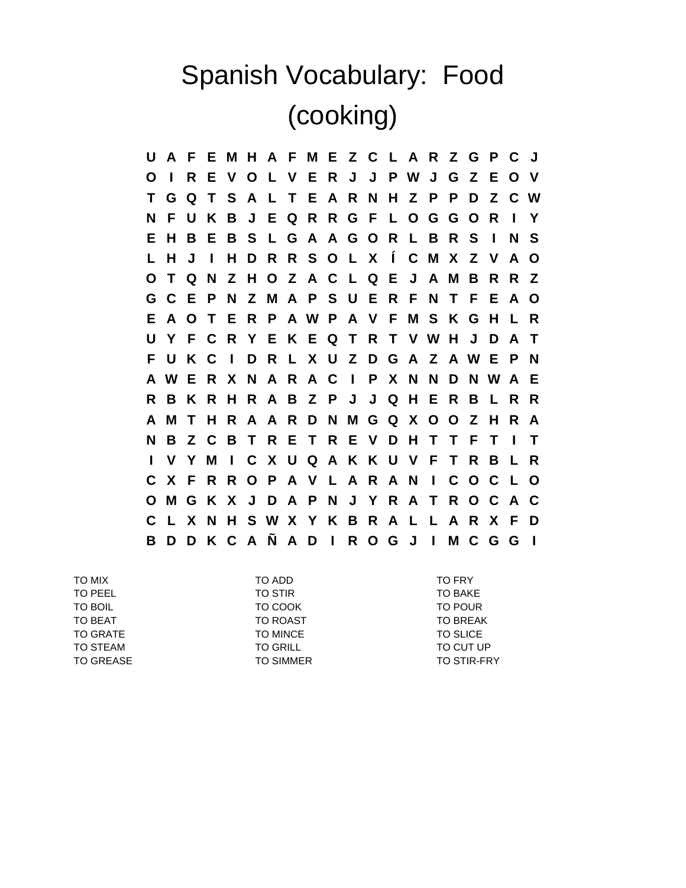# Spanish Vocabulary: Food (cooking)

```
U A F E M H A F M E Z C L A R Z G P C J
O I R E V O L V E R J J P W J G Z E O V
T G Q T S A L T E A R N H Z P P D Z C W
N F U K B J E Q R R G F L O G G O R I Y
E H B E B S L G A A G O R L B R S I N S
L H J I H D R R S O L X Í C M X Z V A O
O T Q N Z H O Z A C L Q E J A M B R R Z
G C E P N Z M A P S U E R F N T F E A O
E A O T E R P A W P A V F M S K G H L R
U Y F C R Y E K E Q T R T V W H J D A T
F U K C I D R L X U Z D G A Z A W E P N
A W E R X N A R A C I P X N N D N W A E
R B K R H R A B Z P J J Q H E R B L R R
A M T H R A A R D N M G Q X O O Z H R A
N B Z C B T R E T R E V D H T T F T I T
I V Y M I C X U Q A K K U V F T R B L R
C X F R R O P A V L A R A N I C O C L O
O M G K X J D A P N J Y R A T R O C A C
C L X N H S W X Y K B R A L L A R X F D
B D D K C A Ñ A D I R O G J I M C G G I
```

| | | |
|---|---|---|
| TO MIX | TO ADD | TO FRY |
| TO PEEL | TO STIR | TO BAKE |
| TO BOIL | TO COOK | TO POUR |
| TO BEAT | TO ROAST | TO BREAK |
| TO GRATE | TO MINCE | TO SLICE |
| TO STEAM | TO GRILL | TO CUT UP |
| TO GREASE | TO SIMMER | TO STIR-FRY |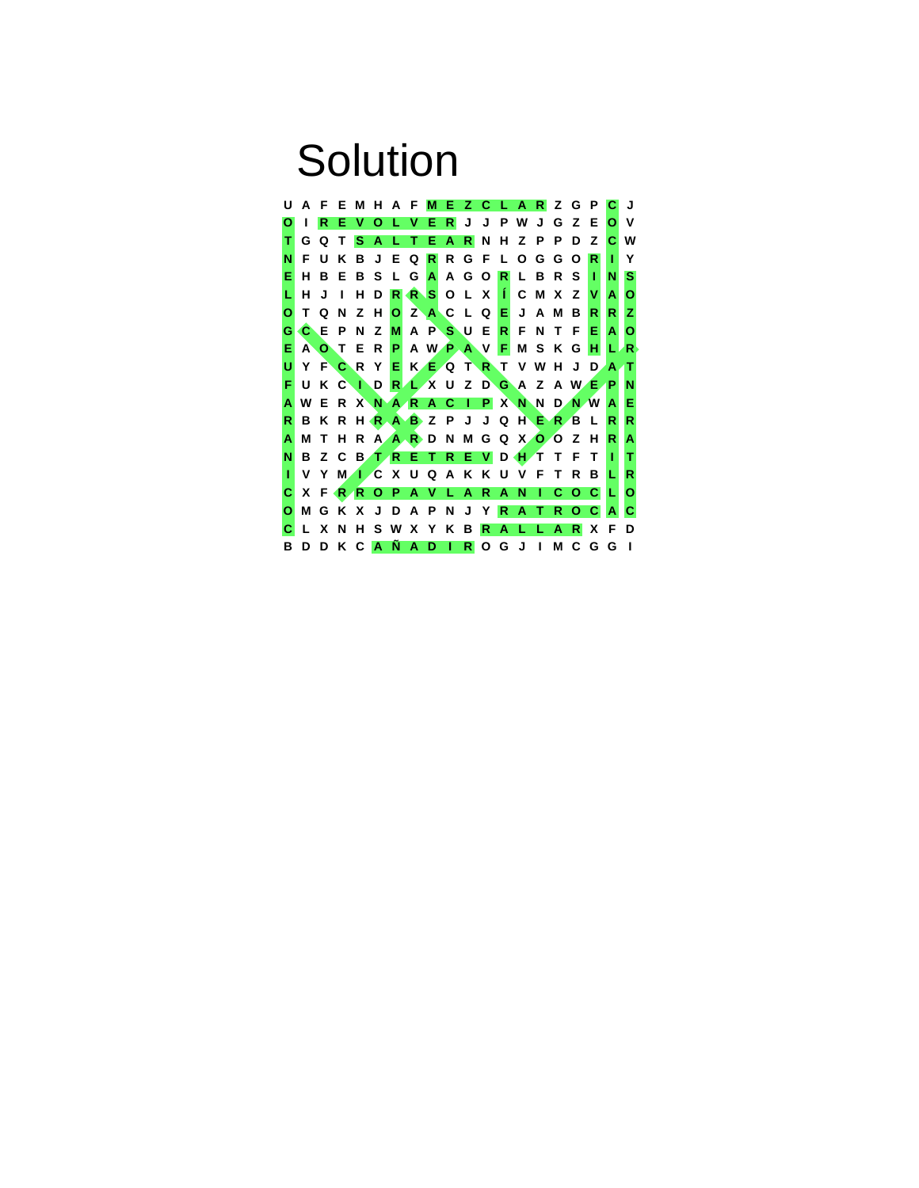# Solution

| | | | | | | | | | | | | | | | | | | | |
|---|---|---|---|---|---|---|---|---|---|---|---|---|---|---|---|---|---|---|---|
| U | A | F | E | M | H | A | F | M | E | Z | C | L | A | R | Z | G | P | C | J |
| O | I | R | E | V | O | L | V | E | R | J | J | P | W | J | G | Z | E | O | V |
| T | G | Q | T | S | A | L | T | E | A | R | N | H | Z | P | P | D | Z | C | W |
| N | F | U | K | B | J | E | Q | R | R | G | F | L | O | G | G | O | R | I | Y |
| E | H | B | E | B | S | L | G | A | A | G | O | R | L | B | R | S | I | N | S |
| L | H | J | I | H | D | R | R | S | O | L | X | Í | C | M | X | Z | V | A | O |
| O | T | Q | N | Z | H | O | Z | A | C | L | Q | E | J | A | M | B | R | R | Z |
| G | C | E | P | N | Z | M | A | P | S | U | E | R | F | N | T | F | E | A | O |
| E | A | O | T | E | R | P | A | W | P | A | V | F | M | S | K | G | H | L | R |
| U | Y | F | C | R | Y | E | K | E | Q | T | R | T | V | W | H | J | D | A | T |
| F | U | K | C | I | D | R | L | X | U | Z | D | G | A | Z | A | W | E | P | N |
| A | W | E | R | X | N | A | R | A | C | I | P | X | N | N | D | N | W | A | E |
| R | B | K | R | H | R | A | B | Z | P | J | J | Q | H | E | R | B | L | R | R |
| A | M | T | H | R | A | A | R | D | N | M | G | Q | X | O | O | Z | H | R | A |
| N | B | Z | C | B | T | R | E | T | R | E | V | D | H | T | T | F | T | I | T |
| I | V | Y | M | I | C | X | U | Q | A | K | K | U | V | F | T | R | B | L | R |
| C | X | F | R | R | O | P | A | V | L | A | R | A | N | I | C | O | C | L | O |
| O | M | G | K | X | J | D | A | P | N | J | Y | R | A | T | R | O | C | A | C |
| C | L | X | N | H | S | W | X | Y | K | B | R | A | L | L | A | R | X | F | D |
| B | D | D | K | C | A | Ñ | A | D | I | R | O | G | J | I | M | C | G | G | I |